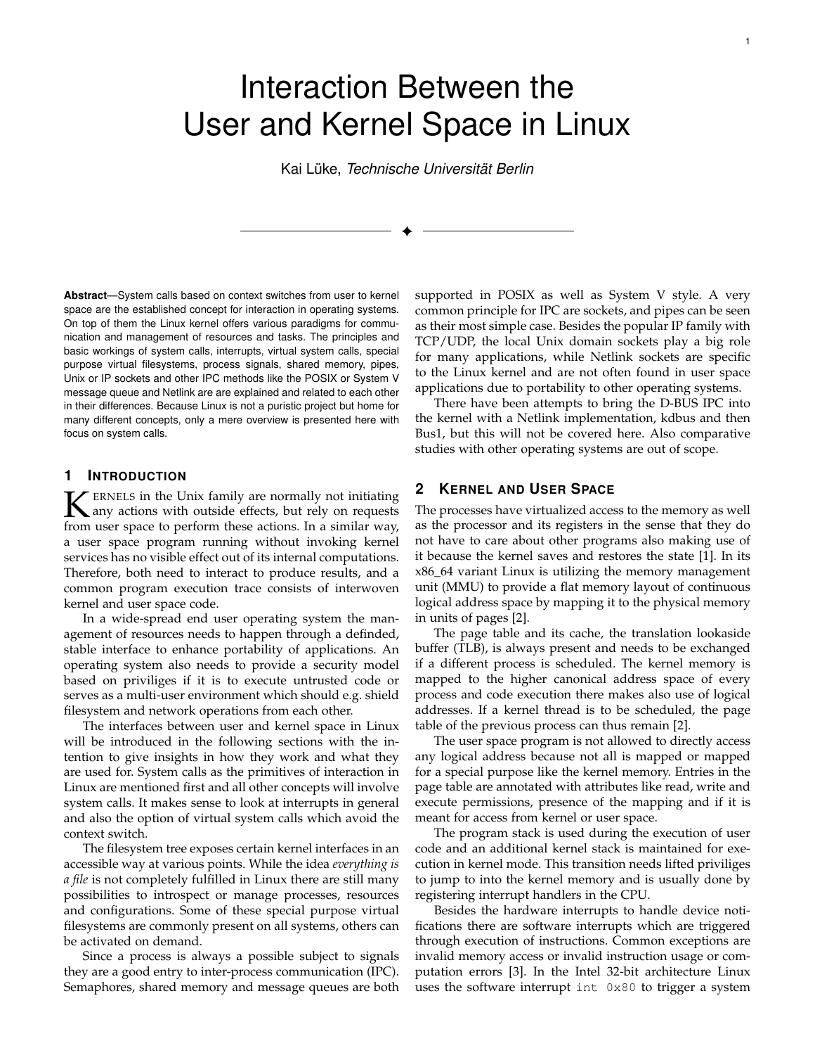# Interaction Between the User and Kernel Space in Linux

Kai Lüke, *Technische Universität Berlin*

**Abstract**—System calls based on context switches from user to kernel space are the established concept for interaction in operating systems. On top of them the Linux kernel offers various paradigms for communication and management of resources and tasks. The principles and basic workings of system calls, interrupts, virtual system calls, special purpose virtual filesystems, process signals, shared memory, pipes, Unix or IP sockets and other IPC methods like the POSIX or System V message queue and Netlink are are explained and related to each other in their differences. Because Linux is not a puristic project but home for many different concepts, only a mere overview is presented here with focus on system calls.

## 1 Introduction

Kernels in the Unix family are normally not initiating any actions with outside effects, but rely on requests from user space to perform these actions. In a similar way, a user space program running without invoking kernel services has no visible effect out of its internal computations. Therefore, both need to interact to produce results, and a common program execution trace consists of interwoven kernel and user space code.

In a wide-spread end user operating system the management of resources needs to happen through a definded, stable interface to enhance portability of applications. An operating system also needs to provide a security model based on priviliges if it is to execute untrusted code or serves as a multi-user environment which should e.g. shield filesystem and network operations from each other.

The interfaces between user and kernel space in Linux will be introduced in the following sections with the intention to give insights in how they work and what they are used for. System calls as the primitives of interaction in Linux are mentioned first and all other concepts will involve system calls. It makes sense to look at interrupts in general and also the option of virtual system calls which avoid the context switch.

The filesystem tree exposes certain kernel interfaces in an accessible way at various points. While the idea *everything is a file* is not completely fulfilled in Linux there are still many possibilities to introspect or manage processes, resources and configurations. Some of these special purpose virtual filesystems are commonly present on all systems, others can be activated on demand.

Since a process is always a possible subject to signals they are a good entry to inter-process communication (IPC). Semaphores, shared memory and message queues are both supported in POSIX as well as System V style. A very common principle for IPC are sockets, and pipes can be seen as their most simple case. Besides the popular IP family with TCP/UDP, the local Unix domain sockets play a big role for many applications, while Netlink sockets are specific to the Linux kernel and are not often found in user space applications due to portability to other operating systems.

There have been attempts to bring the D-BUS IPC into the kernel with a Netlink implementation, kdbus and then Bus1, but this will not be covered here. Also comparative studies with other operating systems are out of scope.

## 2 Kernel and User Space

The processes have virtualized access to the memory as well as the processor and its registers in the sense that they do not have to care about other programs also making use of it because the kernel saves and restores the state [1]. In its x86_64 variant Linux is utilizing the memory management unit (MMU) to provide a flat memory layout of continuous logical address space by mapping it to the physical memory in units of pages [2].

The page table and its cache, the translation lookaside buffer (TLB), is always present and needs to be exchanged if a different process is scheduled. The kernel memory is mapped to the higher canonical address space of every process and code execution there makes also use of logical addresses. If a kernel thread is to be scheduled, the page table of the previous process can thus remain [2].

The user space program is not allowed to directly access any logical address because not all is mapped or mapped for a special purpose like the kernel memory. Entries in the page table are annotated with attributes like read, write and execute permissions, presence of the mapping and if it is meant for access from kernel or user space.

The program stack is used during the execution of user code and an additional kernel stack is maintained for execution in kernel mode. This transition needs lifted priviliges to jump to into the kernel memory and is usually done by registering interrupt handlers in the CPU.

Besides the hardware interrupts to handle device notifications there are software interrupts which are triggered through execution of instructions. Common exceptions are invalid memory access or invalid instruction usage or computation errors [3]. In the Intel 32-bit architecture Linux uses the software interrupt `int 0x80` to trigger a system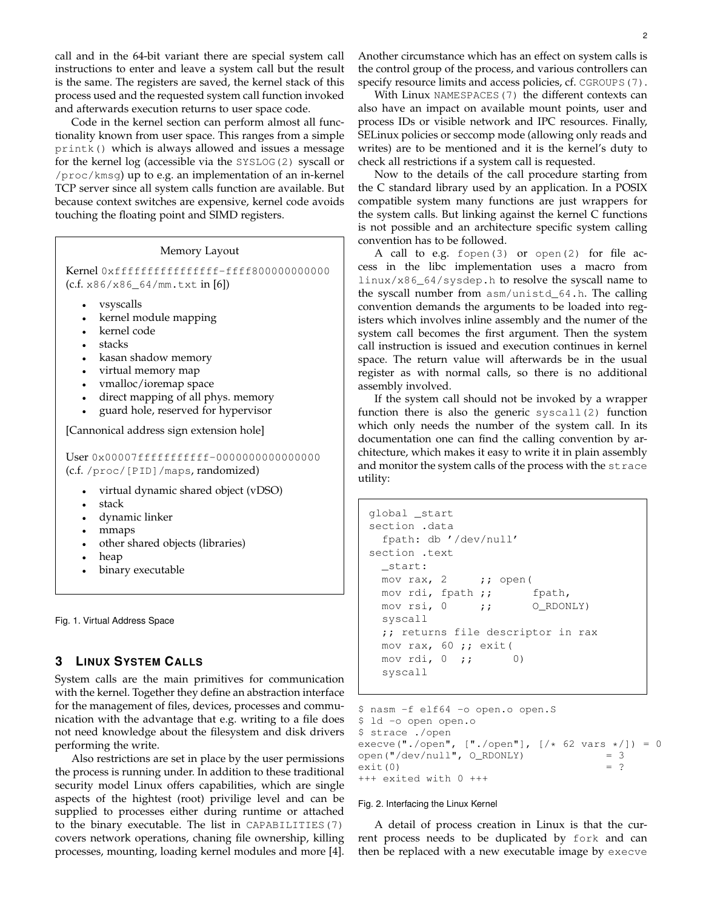call and in the 64-bit variant there are special system call instructions to enter and leave a system call but the result is the same. The registers are saved, the kernel stack of this process used and the requested system call function invoked and afterwards execution returns to user space code.

Code in the kernel section can perform almost all functionality known from user space. This ranges from a simple `printk()` which is always allowed and issues a message for the kernel log (accessible via the `SYSLOG(2)` syscall or `/proc/kmsg`) up to e.g. an implementation of an in-kernel TCP server since all system calls function are available. But because context switches are expensive, kernel code avoids touching the floating point and SIMD registers.

Memory Layout

Kernel `0xffffffffffffffff-ffff800000000000` (c.f. `x86/x86_64/mm.txt` in [6])

- vsyscalls
- kernel module mapping
- kernel code
- stacks
- kasan shadow memory
- virtual memory map
- vmalloc/ioremap space
- direct mapping of all phys. memory
- guard hole, reserved for hypervisor

[Cannonical address sign extension hole]

User `0x00007fffffffffff-0000000000000000` (c.f. `/proc/[PID]/maps`, randomized)

- virtual dynamic shared object (vDSO)
- stack
- dynamic linker
- mmaps
- other shared objects (libraries)
- heap
- binary executable

Fig. 1. Virtual Address Space

## 3 Linux System Calls

System calls are the main primitives for communication with the kernel. Together they define an abstraction interface for the management of files, devices, processes and communication with the advantage that e.g. writing to a file does not need knowledge about the filesystem and disk drivers performing the write.

Also restrictions are set in place by the user permissions the process is running under. In addition to these traditional security model Linux offers capabilities, which are single aspects of the hightest (root) privilige level and can be supplied to processes either during runtime or attached to the binary executable. The list in `CAPABILITIES(7)` covers network operations, chaning file ownership, killing processes, mounting, loading kernel modules and more [4].

Another circumstance which has an effect on system calls is the control group of the process, and various controllers can specify resource limits and access policies, cf. `CGROUPS(7)`.

With Linux `NAMESPACES(7)` the different contexts can also have an impact on available mount points, user and process IDs or visible network and IPC resources. Finally, SELinux policies or seccomp mode (allowing only reads and writes) are to be mentioned and it is the kernel's duty to check all restrictions if a system call is requested.

Now to the details of the call procedure starting from the C standard library used by an application. In a POSIX compatible system many functions are just wrappers for the system calls. But linking against the kernel C functions is not possible and an architecture specific system calling convention has to be followed.

A call to e.g. `fopen(3)` or `open(2)` for file access in the libc implementation uses a macro from `linux/x86_64/sysdep.h` to resolve the syscall name to the syscall number from `asm/unistd_64.h`. The calling convention demands the arguments to be loaded into registers which involves inline assembly and the numer of the system call becomes the first argument. Then the system call instruction is issued and execution continues in kernel space. The return value will afterwards be in the usual register as with normal calls, so there is no additional assembly involved.

If the system call should not be invoked by a wrapper function there is also the generic `syscall(2)` function which only needs the number of the system call. In its documentation one can find the calling convention by architecture, which makes it easy to write it in plain assembly and monitor the system calls of the process with the `strace` utility:

```
global _start
section .data
  fpath: db '/dev/null'
section .text
  _start:
  mov rax, 2     ;; open(
  mov rdi, fpath ;;      fpath,
  mov rsi, 0     ;;      O_RDONLY)
  syscall
  ;; returns file descriptor in rax
  mov rax, 60 ;; exit(
  mov rdi, 0  ;;      0)
  syscall
```

```
$ nasm -f elf64 -o open.o open.S
$ ld -o open open.o
$ strace ./open
execve("./open", ["./open"], [/* 62 vars */]) = 0
open("/dev/null", O_RDONLY)            = 3
exit(0)                                = ?
+++ exited with 0 +++
```

Fig. 2. Interfacing the Linux Kernel

A detail of process creation in Linux is that the current process needs to be duplicated by `fork` and can then be replaced with a new executable image by `execve`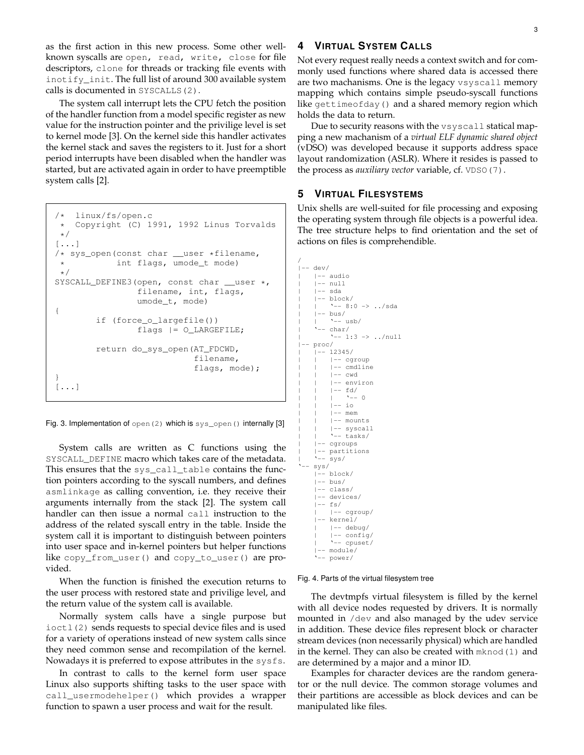as the first action in this new process. Some other well-known syscalls are `open`, `read`, `write`, `close` for file descriptors, `clone` for threads or tracking file events with `inotify_init`. The full list of around 300 available system calls is documented in `SYSCALLS(2)`.

The system call interrupt lets the CPU fetch the position of the handler function from a model specific register as new value for the instruction pointer and the privilige level is set to kernel mode [3]. On the kernel side this handler activates the kernel stack and saves the registers to it. Just for a short period interrupts have been disabled when the handler was started, but are activated again in order to have preemptible system calls [2].

```
/*  linux/fs/open.c
 *  Copyright (C) 1991, 1992 Linus Torvalds
 */
[...]
/* sys_open(const char __user *filename,
 *          int flags, umode_t mode)
 */
SYSCALL_DEFINE3(open, const char __user *,
                filename, int, flags,
                umode_t, mode)
{
        if (force_o_largefile())
                flags |= O_LARGEFILE;

        return do_sys_open(AT_FDCWD,
                           filename,
                           flags, mode);
}
[...]
```

Fig. 3. Implementation of `open(2)` which is `sys_open()` internally [3]

System calls are written as C functions using the `SYSCALL_DEFINE` macro which takes care of the metadata. This ensures that the `sys_call_table` contains the function pointers according to the syscall numbers, and defines `asmlinkage` as calling convention, i.e. they receive their arguments internally from the stack [2]. The system call handler can then issue a normal `call` instruction to the address of the related syscall entry in the table. Inside the system call it is important to distinguish between pointers into user space and in-kernel pointers but helper functions like `copy_from_user()` and `copy_to_user()` are provided.

When the function is finished the execution returns to the user process with restored state and privilige level, and the return value of the system call is available.

Normally system calls have a single purpose but `ioctl(2)` sends requests to special device files and is used for a variety of operations instead of new system calls since they need common sense and recompilation of the kernel. Nowadays it is preferred to expose attributes in the `sysfs`.

In contrast to calls to the kernel form user space Linux also supports shifting tasks to the user space with `call_usermodehelper()` which provides a wrapper function to spawn a user process and wait for the result.

## 4 Virtual System Calls

Not every request really needs a context switch and for commonly used functions where shared data is accessed there are two machanisms. One is the legacy `vsyscall` memory mapping which contains simple pseudo-syscall functions like `gettimeofday()` and a shared memory region which holds the data to return.

Due to security reasons with the `vsyscall` statical mapping a new machanism of a *virtual ELF dynamic shared object* (vDSO) was developed because it supports address space layout randomization (ASLR). Where it resides is passed to the process as *auxiliary vector* variable, cf. `VDSO(7)`.

## 5 Virtual Filesystems

Unix shells are well-suited for file processing and exposing the operating system through file objects is a powerful idea. The tree structure helps to find orientation and the set of actions on files is comprehendible.

```
/
|-- dev/
|   |-- audio
|   |-- null
|   |-- sda
|   |-- block/
|   |   `-- 8:0 -> ../sda
|   |-- bus/
|   |   `-- usb/
|   `-- char/
|       `-- 1:3 -> ../null
|-- proc/
|   |-- 12345/
|   |   |-- cgroup
|   |   |-- cmdline
|   |   |-- cwd
|   |   |-- environ
|   |   |-- fd/
|   |   |   `-- 0
|   |   |-- io
|   |   |-- mem
|   |   |-- mounts
|   |   |-- syscall
|   |   `-- tasks/
|   |-- cgroups
|   |-- partitions
|   `-- sys/
`-- sys/
    |-- block/
    |-- bus/
    |-- class/
    |-- devices/
    |-- fs/
    |   |-- cgroup/
    |-- kernel/
    |   |-- debug/
    |   |-- config/
    |   `-- cpuset/
    |-- module/
    `-- power/
```

Fig. 4. Parts of the virtual filesystem tree

The devtmpfs virtual filesystem is filled by the kernel with all device nodes requested by drivers. It is normally mounted in `/dev` and also managed by the udev service in addition. These device files represent block or character stream devices (non necessarily physical) which are handled in the kernel. They can also be created with `mknod(1)` and are determined by a major and a minor ID.

Examples for character devices are the random generator or the null device. The common storage volumes and their partitions are accessible as block devices and can be manipulated like files.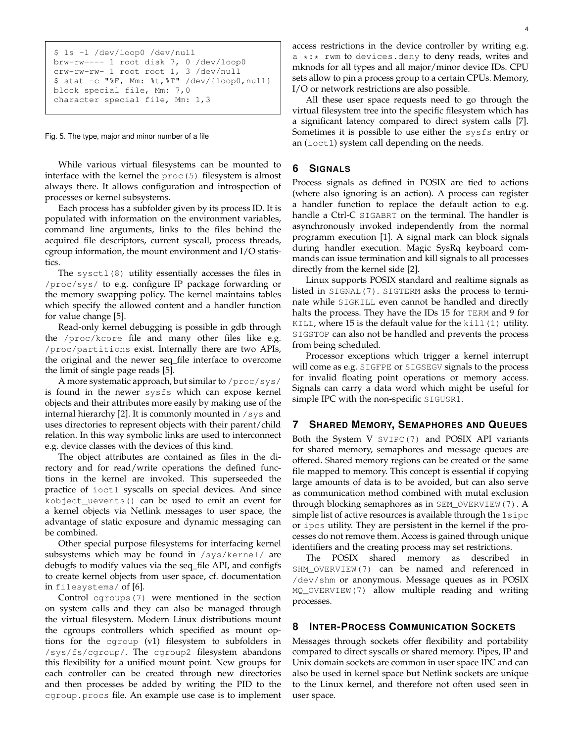```
$ ls -l /dev/loop0 /dev/null
brw-rw---- 1 root disk 7, 0 /dev/loop0
crw-rw-rw- 1 root root 1, 3 /dev/null
$ stat -c "%F, Mm: %t,%T" /dev/{loop0,null}
block special file, Mm: 7,0
character special file, Mm: 1,3
```

Fig. 5. The type, major and minor number of a file

While various virtual filesystems can be mounted to interface with the kernel the `proc(5)` filesystem is almost always there. It allows configuration and introspection of processes or kernel subsystems.

Each process has a subfolder given by its process ID. It is populated with information on the environment variables, command line arguments, links to the files behind the acquired file descriptors, current syscall, process threads, cgroup information, the mount environment and I/O statistics.

The `sysctl(8)` utility essentially accesses the files in `/proc/sys/` to e.g. configure IP package forwarding or the memory swapping policy. The kernel maintains tables which specify the allowed content and a handler function for value change [5].

Read-only kernel debugging is possible in gdb through the `/proc/kcore` file and many other files like e.g. `/proc/partitions` exist. Internally there are two APIs, the original and the newer seq_file interface to overcome the limit of single page reads [5].

A more systematic approach, but similar to `/proc/sys/` is found in the newer `sysfs` which can expose kernel objects and their attributes more easily by making use of the internal hierarchy [2]. It is commonly mounted in `/sys` and uses directories to represent objects with their parent/child relation. In this way symbolic links are used to interconnect e.g. device classes with the devices of this kind.

The object attributes are contained as files in the directory and for read/write operations the defined functions in the kernel are invoked. This superseeded the practice of `ioctl` syscalls on special devices. And since `kobject_uevents()` can be used to emit an event for a kernel objects via Netlink messages to user space, the advantage of static exposure and dynamic messaging can be combined.

Other special purpose filesystems for interfacing kernel subsystems which may be found in `/sys/kernel/` are debugfs to modify values via the seq_file API, and configfs to create kernel objects from user space, cf. documentation in `filesystems/` of [6].

Control `cgroups(7)` were mentioned in the section on system calls and they can also be managed through the virtual filesystem. Modern Linux distributions mount the cgroups controllers which specified as mount options for the `cgroup` (v1) filesystem to subfolders in `/sys/fs/cgroup/`. The `cgroup2` filesystem abandons this flexibility for a unified mount point. New groups for each controller can be created through new directories and then processes be added by writing the PID to the `cgroup.procs` file. An example use case is to implement access restrictions in the device controller by writing e.g. a `*:* rwm` to `devices.deny` to deny reads, writes and mknods for all types and all major/minor device IDs. CPU sets allow to pin a process group to a certain CPUs. Memory, I/O or network restrictions are also possible.

All these user space requests need to go through the virtual filesystem tree into the specific filesystem which has a significant latency compared to direct system calls [7]. Sometimes it is possible to use either the `sysfs` entry or an (`ioctl`) system call depending on the needs.

## 6 Signals

Process signals as defined in POSIX are tied to actions (where also ignoring is an action). A process can register a handler function to replace the default action to e.g. handle a Ctrl-C `SIGABRT` on the terminal. The handler is asynchronously invoked independently from the normal programm execution [1]. A signal mark can block signals during handler execution. Magic SysRq keyboard commands can issue termination and kill signals to all processes directly from the kernel side [2].

Linux supports POSIX standard and realtime signals as listed in `SIGNAL(7)`. `SIGTERM` asks the process to terminate while `SIGKILL` even cannot be handled and directly halts the process. They have the IDs 15 for `TERM` and 9 for `KILL`, where 15 is the default value for the `kill(1)` utility. `SIGSTOP` can also not be handled and prevents the process from being scheduled.

Processor exceptions which trigger a kernel interrupt will come as e.g. `SIGFPE` or `SIGSEGV` signals to the process for invalid floating point operations or memory access. Signals can carry a data word which might be useful for simple IPC with the non-specific `SIGUSR1`.

## 7 Shared Memory, Semaphores and Queues

Both the System V `SVIPC(7)` and POSIX API variants for shared memory, semaphores and message queues are offered. Shared memory regions can be created or the same file mapped to memory. This concept is essential if copying large amounts of data is to be avoided, but can also serve as communication method combined with mutal exclusion through blocking semaphores as in `SEM_OVERVIEW(7)`. A simple list of active resources is available through the `lsipc` or `ipcs` utility. They are persistent in the kernel if the processes do not remove them. Access is gained through unique identifiers and the creating process may set restrictions.

The POSIX shared memory as described in `SHM_OVERVIEW(7)` can be named and referenced in `/dev/shm` or anonymous. Message queues as in POSIX `MQ_OVERVIEW(7)` allow multiple reading and writing processes.

## 8 Inter-Process Communication Sockets

Messages through sockets offer flexibility and portability compared to direct syscalls or shared memory. Pipes, IP and Unix domain sockets are common in user space IPC and can also be used in kernel space but Netlink sockets are unique to the Linux kernel, and therefore not often used seen in user space.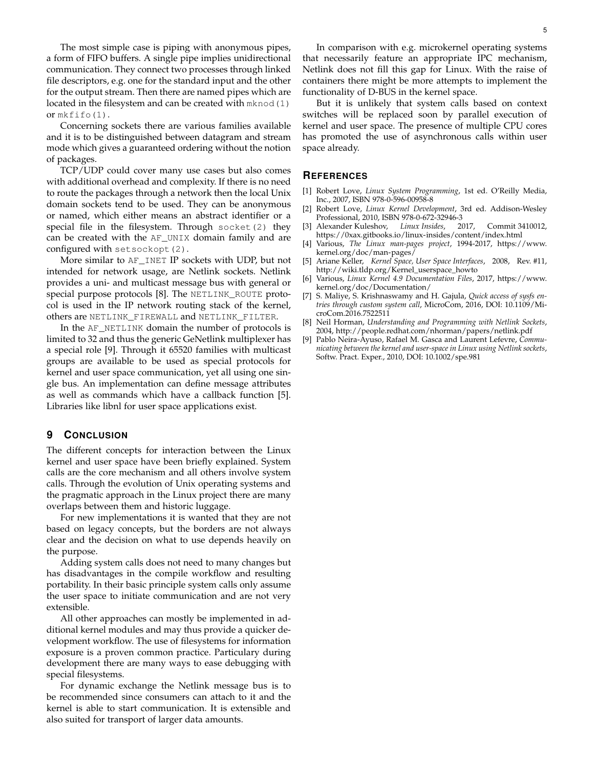The most simple case is piping with anonymous pipes, a form of FIFO buffers. A single pipe implies unidirectional communication. They connect two processes through linked file descriptors, e.g. one for the standard input and the other for the output stream. Then there are named pipes which are located in the filesystem and can be created with `mknod(1)` or `mkfifo(1)`.

Concerning sockets there are various families available and it is to be distinguished between datagram and stream mode which gives a guaranteed ordering without the notion of packages.

TCP/UDP could cover many use cases but also comes with additional overhead and complexity. If there is no need to route the packages through a network then the local Unix domain sockets tend to be used. They can be anonymous or named, which either means an abstract identifier or a special file in the filesystem. Through `socket(2)` they can be created with the `AF_UNIX` domain family and are configured with `setsockopt(2)`.

More similar to `AF_INET` IP sockets with UDP, but not intended for network usage, are Netlink sockets. Netlink provides a uni- and multicast message bus with general or special purpose protocols [8]. The `NETLINK_ROUTE` protocol is used in the IP network routing stack of the kernel, others are `NETLINK_FIREWALL` and `NETLINK_FILTER`.

In the `AF_NETLINK` domain the number of protocols is limited to 32 and thus the generic GeNetlink multiplexer has a special role [9]. Through it 65520 families with multicast groups are available to be used as special protocols for kernel and user space communication, yet all using one single bus. An implementation can define message attributes as well as commands which have a callback function [5]. Libraries like libnl for user space applications exist.

## 9 Conclusion

The different concepts for interaction between the Linux kernel and user space have been briefly explained. System calls are the core mechanism and all others involve system calls. Through the evolution of Unix operating systems and the pragmatic approach in the Linux project there are many overlaps between them and historic luggage.

For new implementations it is wanted that they are not based on legacy concepts, but the borders are not always clear and the decision on what to use depends heavily on the purpose.

Adding system calls does not need to many changes but has disadvantages in the compile workflow and resulting portability. In their basic principle system calls only assume the user space to initiate communication and are not very extensible.

All other approaches can mostly be implemented in additional kernel modules and may thus provide a quicker development workflow. The use of filesystems for information exposure is a proven common practice. Particulary during development there are many ways to ease debugging with special filesystems.

For dynamic exchange the Netlink message bus is to be recommended since consumers can attach to it and the kernel is able to start communication. It is extensible and also suited for transport of larger data amounts.

In comparison with e.g. microkernel operating systems that necessarily feature an appropriate IPC mechanism, Netlink does not fill this gap for Linux. With the raise of containers there might be more attempts to implement the functionality of D-BUS in the kernel space.

But it is unlikely that system calls based on context switches will be replaced soon by parallel execution of kernel and user space. The presence of multiple CPU cores has promoted the use of asynchronous calls within user space already.

## References

[1] Robert Love, *Linux System Programming*, 1st ed. O'Reilly Media, Inc., 2007, ISBN 978-0-596-00958-8

[2] Robert Love, *Linux Kernel Development*, 3rd ed. Addison-Wesley Professional, 2010, ISBN 978-0-672-32946-3

[3] Alexander Kuleshov, *Linux Insides*, 2017, Commit 3410012, https://0xax.gitbooks.io/linux-insides/content/index.html

[4] Various, *The Linux man-pages project*, 1994-2017, https://www.kernel.org/doc/man-pages/

[5] Ariane Keller, *Kernel Space, User Space Interfaces*, 2008, Rev. #11, http://wiki.tldp.org/Kernel_userspace_howto

[6] Various, *Linux Kernel 4.9 Documentation Files*, 2017, https://www.kernel.org/doc/Documentation/

[7] S. Maliye, S. Krishnaswamy and H. Gajula, *Quick access of sysfs entries through custom system call*, MicroCom, 2016, DOI: 10.1109/MicroCom.2016.7522511

[8] Neil Horman, *Understanding and Programming with Netlink Sockets*, 2004, http://people.redhat.com/nhorman/papers/netlink.pdf

[9] Pablo Neira-Ayuso, Rafael M. Gasca and Laurent Lefevre, *Communicating between the kernel and user-space in Linux using Netlink sockets*, Softw. Pract. Exper., 2010, DOI: 10.1002/spe.981